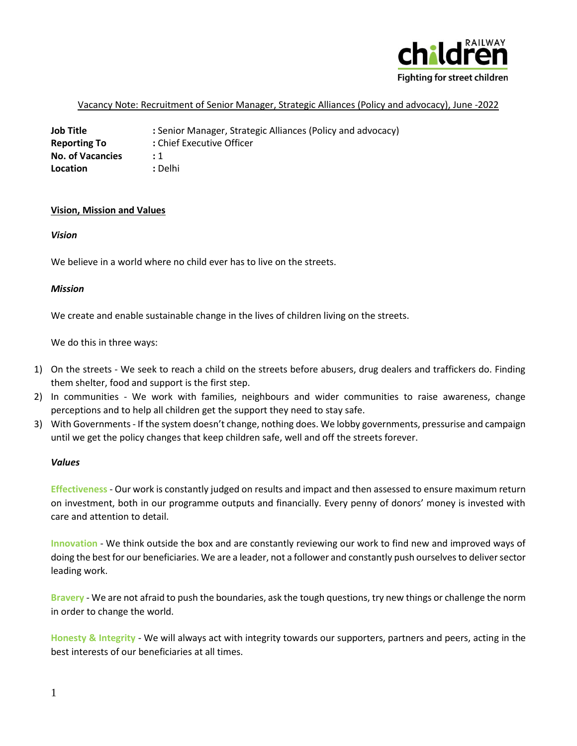Railway Children — Fighting for street children

Vacancy Note: Recruitment of Senior Manager, Strategic Alliances (Policy and advocacy), June -2022

| | |
|---|---|
| **Job Title** | : Senior Manager, Strategic Alliances (Policy and advocacy) |
| **Reporting To** | : Chief Executive Officer |
| **No. of Vacancies** | : 1 |
| **Location** | : Delhi |

## Vision, Mission and Values

### *Vision*

We believe in a world where no child ever has to live on the streets.

### *Mission*

We create and enable sustainable change in the lives of children living on the streets.

We do this in three ways:

1) On the streets - We seek to reach a child on the streets before abusers, drug dealers and traffickers do. Finding them shelter, food and support is the first step.
2) In communities - We work with families, neighbours and wider communities to raise awareness, change perceptions and to help all children get the support they need to stay safe.
3) With Governments - If the system doesn't change, nothing does. We lobby governments, pressurise and campaign until we get the policy changes that keep children safe, well and off the streets forever.

### *Values*

**Effectiveness** - Our work is constantly judged on results and impact and then assessed to ensure maximum return on investment, both in our programme outputs and financially. Every penny of donors' money is invested with care and attention to detail.

**Innovation** - We think outside the box and are constantly reviewing our work to find new and improved ways of doing the best for our beneficiaries. We are a leader, not a follower and constantly push ourselves to deliver sector leading work.

**Bravery** - We are not afraid to push the boundaries, ask the tough questions, try new things or challenge the norm in order to change the world.

**Honesty & Integrity** - We will always act with integrity towards our supporters, partners and peers, acting in the best interests of our beneficiaries at all times.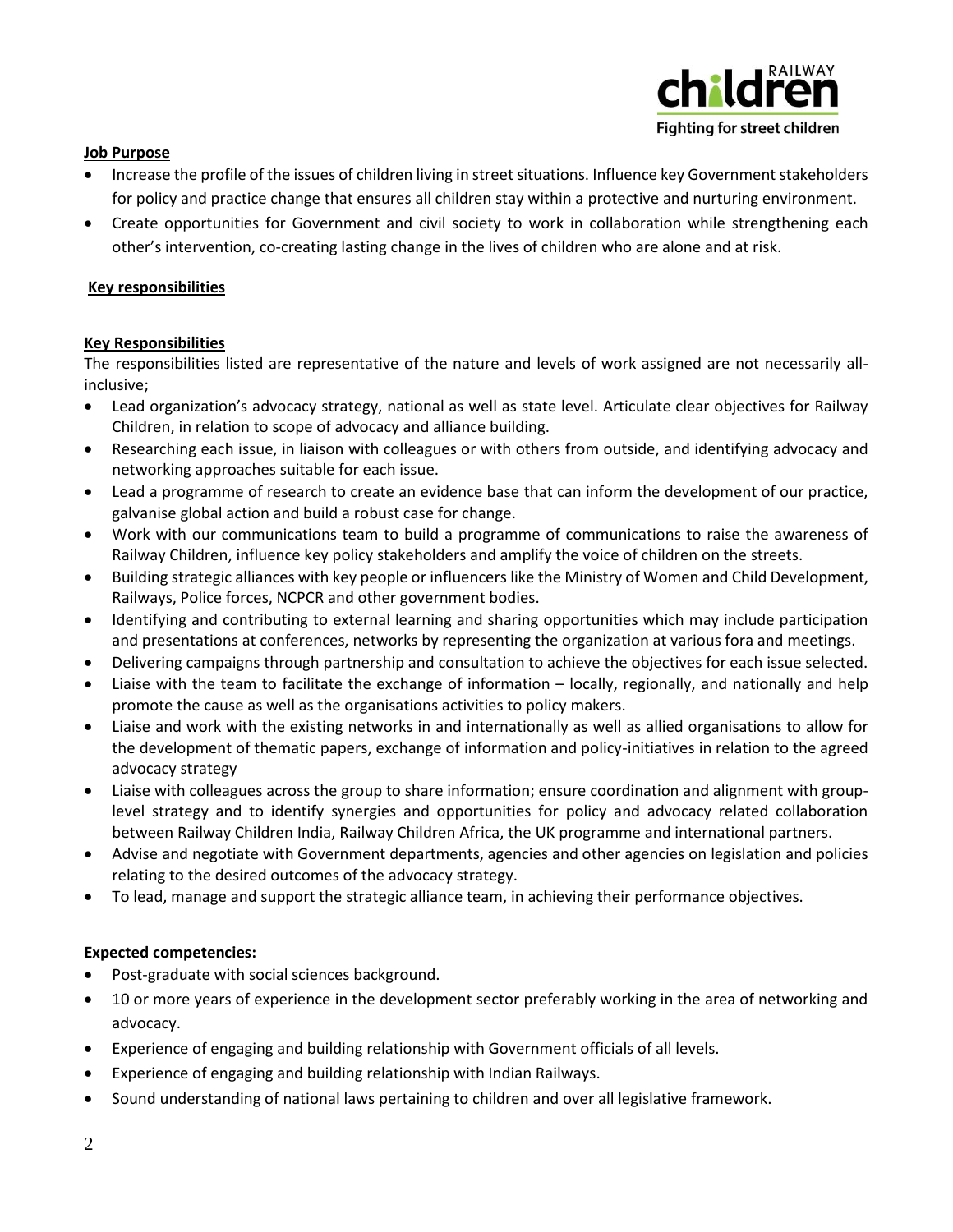**Job Purpose**

- Increase the profile of the issues of children living in street situations. Influence key Government stakeholders for policy and practice change that ensures all children stay within a protective and nurturing environment.
- Create opportunities for Government and civil society to work in collaboration while strengthening each other's intervention, co-creating lasting change in the lives of children who are alone and at risk.

**Key responsibilities**

**Key Responsibilities**

The responsibilities listed are representative of the nature and levels of work assigned are not necessarily all-inclusive;

- Lead organization's advocacy strategy, national as well as state level. Articulate clear objectives for Railway Children, in relation to scope of advocacy and alliance building.
- Researching each issue, in liaison with colleagues or with others from outside, and identifying advocacy and networking approaches suitable for each issue.
- Lead a programme of research to create an evidence base that can inform the development of our practice, galvanise global action and build a robust case for change.
- Work with our communications team to build a programme of communications to raise the awareness of Railway Children, influence key policy stakeholders and amplify the voice of children on the streets.
- Building strategic alliances with key people or influencers like the Ministry of Women and Child Development, Railways, Police forces, NCPCR and other government bodies.
- Identifying and contributing to external learning and sharing opportunities which may include participation and presentations at conferences, networks by representing the organization at various fora and meetings.
- Delivering campaigns through partnership and consultation to achieve the objectives for each issue selected.
- Liaise with the team to facilitate the exchange of information – locally, regionally, and nationally and help promote the cause as well as the organisations activities to policy makers.
- Liaise and work with the existing networks in and internationally as well as allied organisations to allow for the development of thematic papers, exchange of information and policy-initiatives in relation to the agreed advocacy strategy
- Liaise with colleagues across the group to share information; ensure coordination and alignment with group-level strategy and to identify synergies and opportunities for policy and advocacy related collaboration between Railway Children India, Railway Children Africa, the UK programme and international partners.
- Advise and negotiate with Government departments, agencies and other agencies on legislation and policies relating to the desired outcomes of the advocacy strategy.
- To lead, manage and support the strategic alliance team, in achieving their performance objectives.

**Expected competencies:**

- Post-graduate with social sciences background.
- 10 or more years of experience in the development sector preferably working in the area of networking and advocacy.
- Experience of engaging and building relationship with Government officials of all levels.
- Experience of engaging and building relationship with Indian Railways.
- Sound understanding of national laws pertaining to children and over all legislative framework.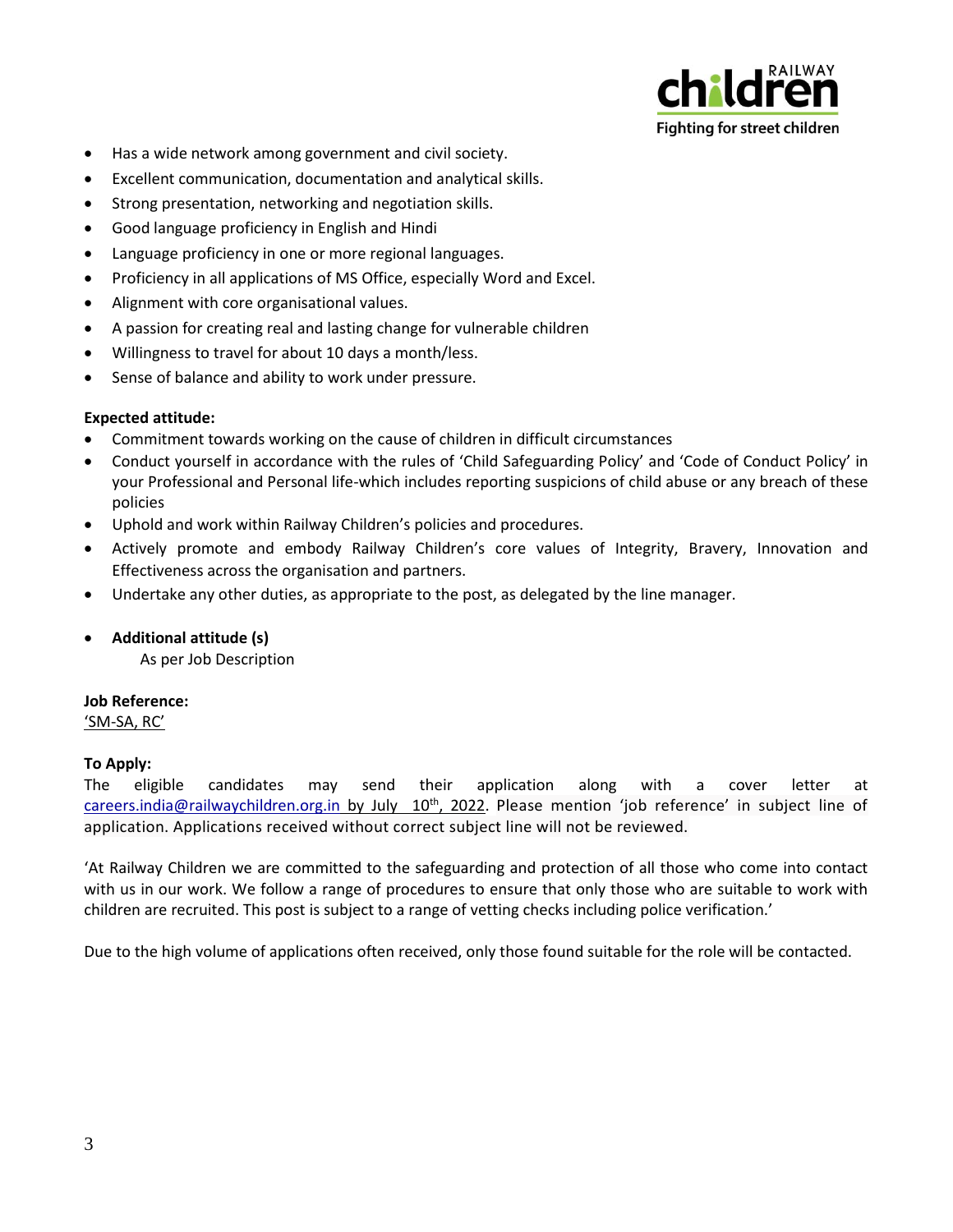- Has a wide network among government and civil society.
- Excellent communication, documentation and analytical skills.
- Strong presentation, networking and negotiation skills.
- Good language proficiency in English and Hindi
- Language proficiency in one or more regional languages.
- Proficiency in all applications of MS Office, especially Word and Excel.
- Alignment with core organisational values.
- A passion for creating real and lasting change for vulnerable children
- Willingness to travel for about 10 days a month/less.
- Sense of balance and ability to work under pressure.

**Expected attitude:**

- Commitment towards working on the cause of children in difficult circumstances
- Conduct yourself in accordance with the rules of 'Child Safeguarding Policy' and 'Code of Conduct Policy' in your Professional and Personal life-which includes reporting suspicions of child abuse or any breach of these policies
- Uphold and work within Railway Children's policies and procedures.
- Actively promote and embody Railway Children's core values of Integrity, Bravery, Innovation and Effectiveness across the organisation and partners.
- Undertake any other duties, as appropriate to the post, as delegated by the line manager.

- **Additional attitude (s)**
  As per Job Description

**Job Reference:**

'SM-SA, RC'

**To Apply:**

The eligible candidates may send their application along with a cover letter at careers.india@railwaychildren.org.in by July 10th, 2022. Please mention 'job reference' in subject line of application. Applications received without correct subject line will not be reviewed.

'At Railway Children we are committed to the safeguarding and protection of all those who come into contact with us in our work. We follow a range of procedures to ensure that only those who are suitable to work with children are recruited. This post is subject to a range of vetting checks including police verification.'

Due to the high volume of applications often received, only those found suitable for the role will be contacted.